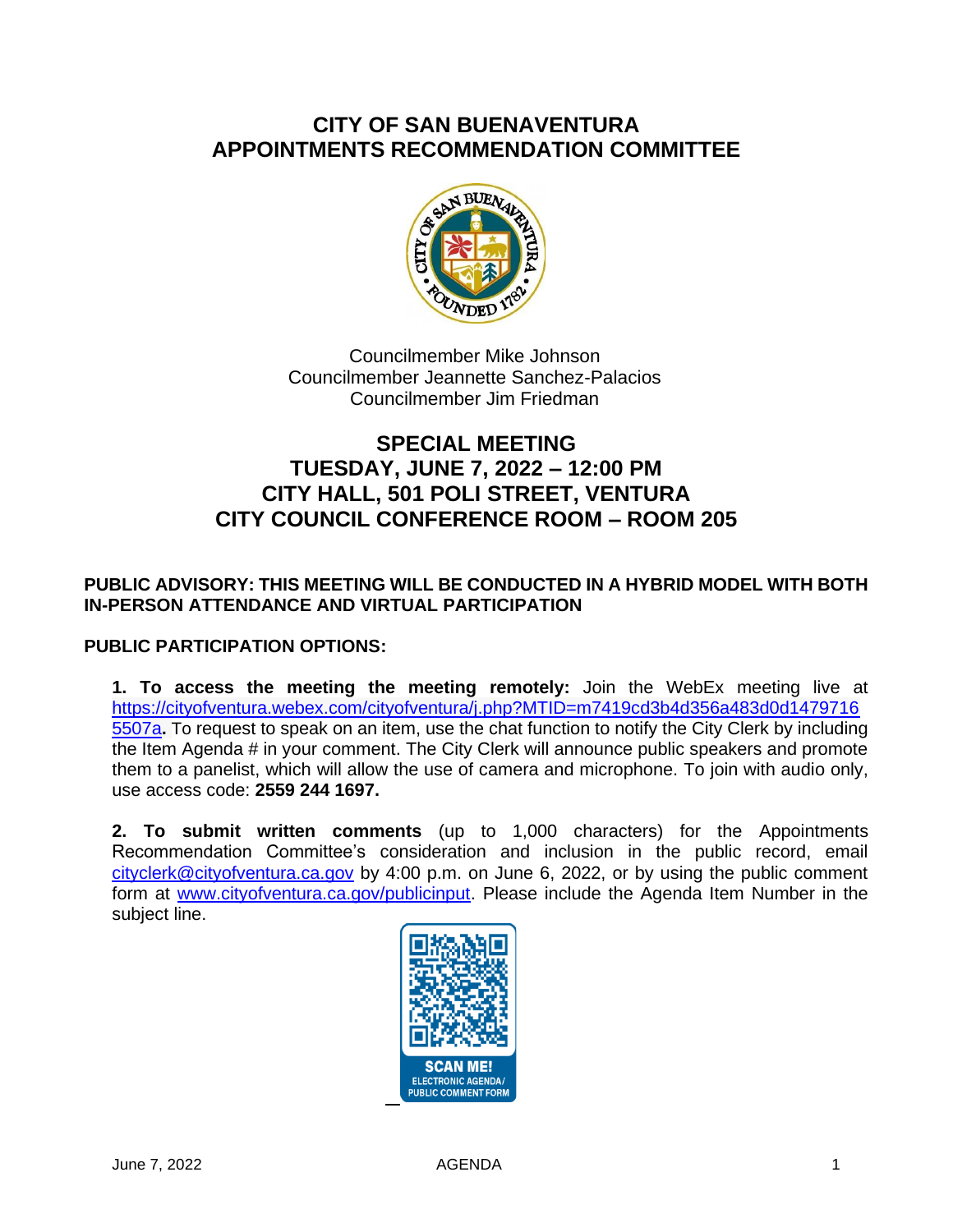# CITY OF SAN BUENAVENTURA
# APPOINTMENTS RECOMMENDATION COMMITTEE

Councilmember Mike Johnson
Councilmember Jeannette Sanchez-Palacios
Councilmember Jim Friedman

## SPECIAL MEETING
## TUESDAY, JUNE 7, 2022 – 12:00 PM
## CITY HALL, 501 POLI STREET, VENTURA
## CITY COUNCIL CONFERENCE ROOM – ROOM 205

**PUBLIC ADVISORY: THIS MEETING WILL BE CONDUCTED IN A HYBRID MODEL WITH BOTH IN-PERSON ATTENDANCE AND VIRTUAL PARTICIPATION**

**PUBLIC PARTICIPATION OPTIONS:**

**1. To access the meeting the meeting remotely:** Join the WebEx meeting live at https://cityofventura.webex.com/cityofventura/j.php?MTID=m7419cd3b4d356a483d0d14797165507a**.** To request to speak on an item, use the chat function to notify the City Clerk by including the Item Agenda # in your comment. The City Clerk will announce public speakers and promote them to a panelist, which will allow the use of camera and microphone. To join with audio only, use access code: **2559 244 1697.**

**2. To submit written comments** (up to 1,000 characters) for the Appointments Recommendation Committee's consideration and inclusion in the public record, email cityclerk@cityofventura.ca.gov by 4:00 p.m. on June 6, 2022, or by using the public comment form at www.cityofventura.ca.gov/publicinput. Please include the Agenda Item Number in the subject line.

SCAN ME!
ELECTRONIC AGENDA/
PUBLIC COMMENT FORM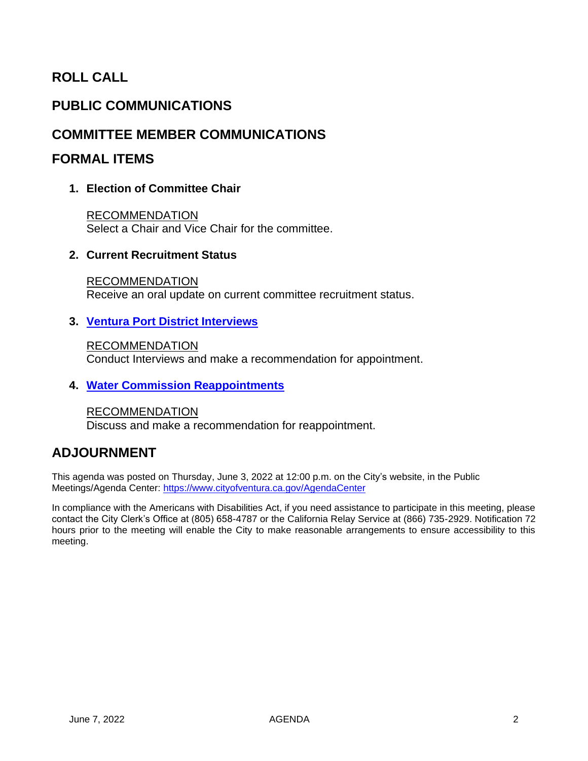## ROLL CALL

## PUBLIC COMMUNICATIONS

## COMMITTEE MEMBER COMMUNICATIONS

## FORMAL ITEMS

1. **Election of Committee Chair**

   RECOMMENDATION
   Select a Chair and Vice Chair for the committee.

2. **Current Recruitment Status**

   RECOMMENDATION
   Receive an oral update on current committee recruitment status.

3. **Ventura Port District Interviews**

   RECOMMENDATION
   Conduct Interviews and make a recommendation for appointment.

4. **Water Commission Reappointments**

   RECOMMENDATION
   Discuss and make a recommendation for reappointment.

## ADJOURNMENT

This agenda was posted on Thursday, June 3, 2022 at 12:00 p.m. on the City's website, in the Public Meetings/Agenda Center: https://www.cityofventura.ca.gov/AgendaCenter

In compliance with the Americans with Disabilities Act, if you need assistance to participate in this meeting, please contact the City Clerk's Office at (805) 658-4787 or the California Relay Service at (866) 735-2929. Notification 72 hours prior to the meeting will enable the City to make reasonable arrangements to ensure accessibility to this meeting.